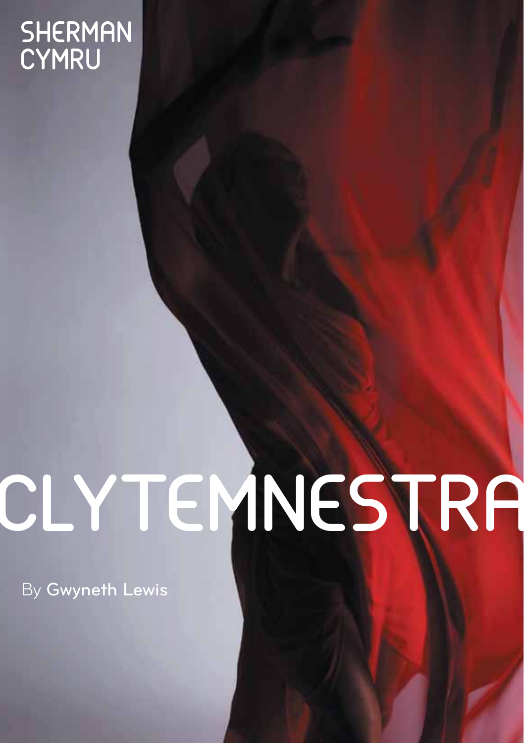SHERMAN
CYMRU

# CLYTEMNESTRA

By **Gwyneth Lewis**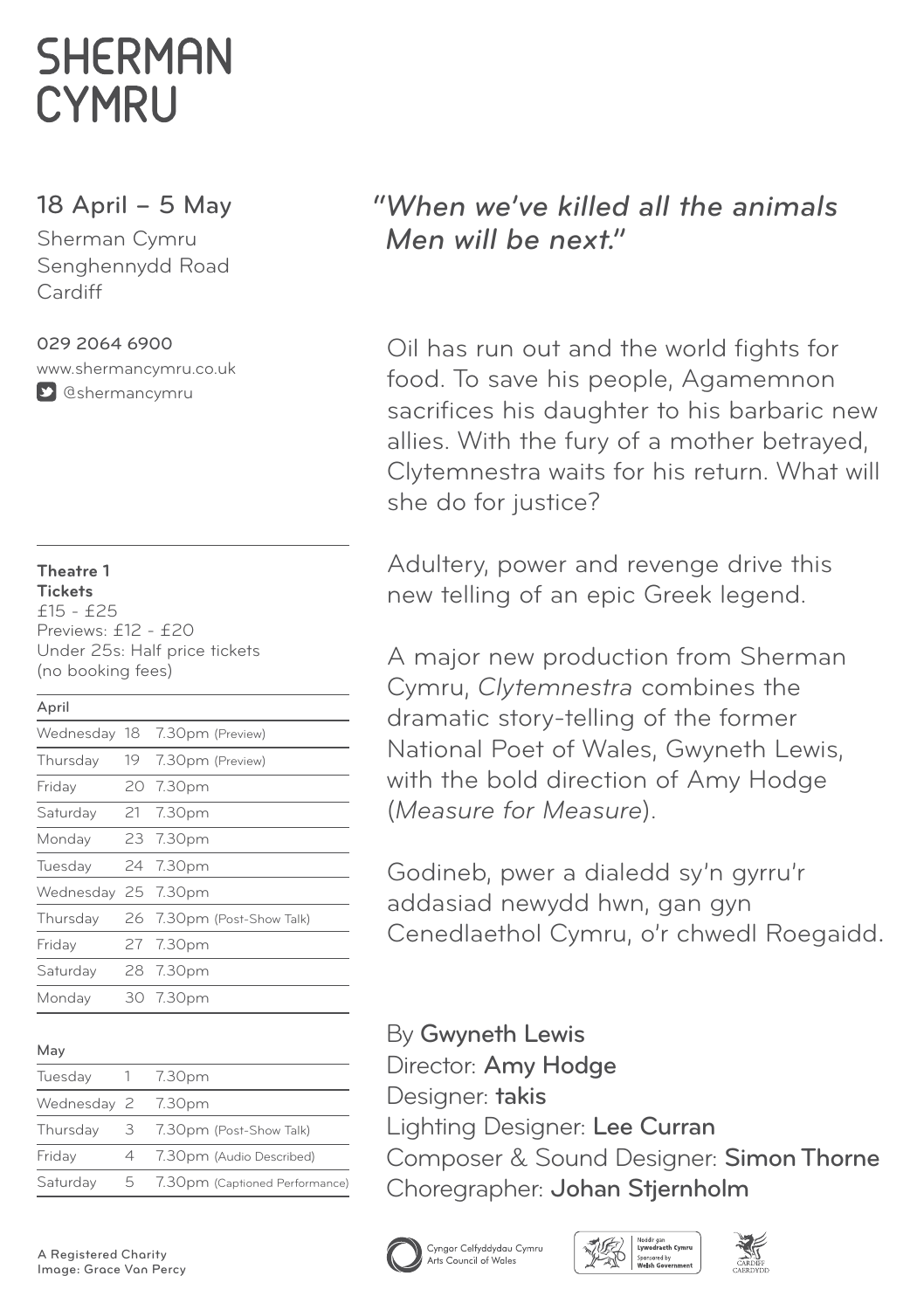# SHERMAN CYMRU

18 April – 5 May

Sherman Cymru
Senghennydd Road
Cardiff

029 2064 6900
www.shermancymru.co.uk
@shermancymru

**Theatre 1**
**Tickets**
£15 - £25
Previews: £12 - £20
Under 25s: Half price tickets (no booking fees)

| April | | |
|---|---|---|
| Wednesday | 18 | 7.30pm (Preview) |
| Thursday | 19 | 7.30pm (Preview) |
| Friday | 20 | 7.30pm |
| Saturday | 21 | 7.30pm |
| Monday | 23 | 7.30pm |
| Tuesday | 24 | 7.30pm |
| Wednesday | 25 | 7.30pm |
| Thursday | 26 | 7.30pm (Post-Show Talk) |
| Friday | 27 | 7.30pm |
| Saturday | 28 | 7.30pm |
| Monday | 30 | 7.30pm |

| May | | |
|---|---|---|
| Tuesday | 1 | 7.30pm |
| Wednesday | 2 | 7.30pm |
| Thursday | 3 | 7.30pm (Post-Show Talk) |
| Friday | 4 | 7.30pm (Audio Described) |
| Saturday | 5 | 7.30pm (Captioned Performance) |

*"When we've killed all the animals Men will be next."*

Oil has run out and the world fights for food. To save his people, Agamemnon sacrifices his daughter to his barbaric new allies. With the fury of a mother betrayed, Clytemnestra waits for his return. What will she do for justice?

Adultery, power and revenge drive this new telling of an epic Greek legend.

A major new production from Sherman Cymru, *Clytemnestra* combines the dramatic story-telling of the former National Poet of Wales, Gwyneth Lewis, with the bold direction of Amy Hodge (*Measure for Measure*).

Godineb, pwer a dialedd sy'n gyrru'r addasiad newydd hwn, gan gyn Cenedlaethol Cymru, o'r chwedl Roegaidd.

By **Gwyneth Lewis**
Director: **Amy Hodge**
Designer: **takis**
Lighting Designer: **Lee Curran**
Composer & Sound Designer: **Simon Thorne**
Choregrapher: **Johan Stjernholm**

A Registered Charity
Image: Grace Van Percy

Cyngor Celfyddydau Cymru Arts Council of Wales

Noddir gan Lywodraeth Cymru Sponsored by Welsh Government

CARDIFF CAERDYDD